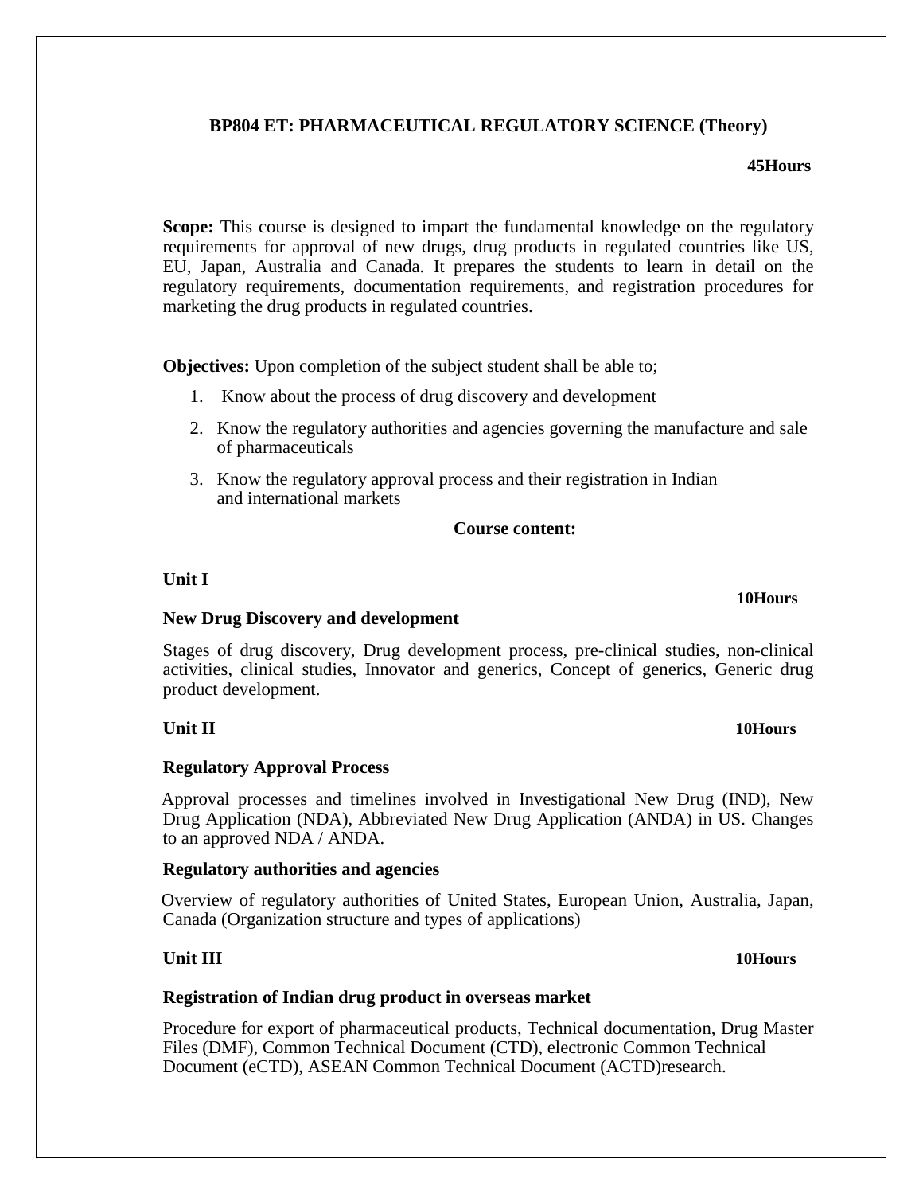# BP804 ET: PHARMACEUTICAL REGULATORY SCIENCE (Theory)

**45Hours**

**Scope:** This course is designed to impart the fundamental knowledge on the regulatory requirements for approval of new drugs, drug products in regulated countries like US, EU, Japan, Australia and Canada. It prepares the students to learn in detail on the regulatory requirements, documentation requirements, and registration procedures for marketing the drug products in regulated countries.

**Objectives:** Upon completion of the subject student shall be able to;

1. Know about the process of drug discovery and development
2. Know the regulatory authorities and agencies governing the manufacture and sale of pharmaceuticals
3. Know the regulatory approval process and their registration in Indian and international markets

## Course content:

### Unit I

**10Hours**

**New Drug Discovery and development**

Stages of drug discovery, Drug development process, pre-clinical studies, non-clinical activities, clinical studies, Innovator and generics, Concept of generics, Generic drug product development.

### Unit II

**10Hours**

**Regulatory Approval Process**

Approval processes and timelines involved in Investigational New Drug (IND), New Drug Application (NDA), Abbreviated New Drug Application (ANDA) in US. Changes to an approved NDA / ANDA.

**Regulatory authorities and agencies**

Overview of regulatory authorities of United States, European Union, Australia, Japan, Canada (Organization structure and types of applications)

### Unit III

**10Hours**

**Registration of Indian drug product in overseas market**

Procedure for export of pharmaceutical products, Technical documentation, Drug Master Files (DMF), Common Technical Document (CTD), electronic Common Technical Document (eCTD), ASEAN Common Technical Document (ACTD)research.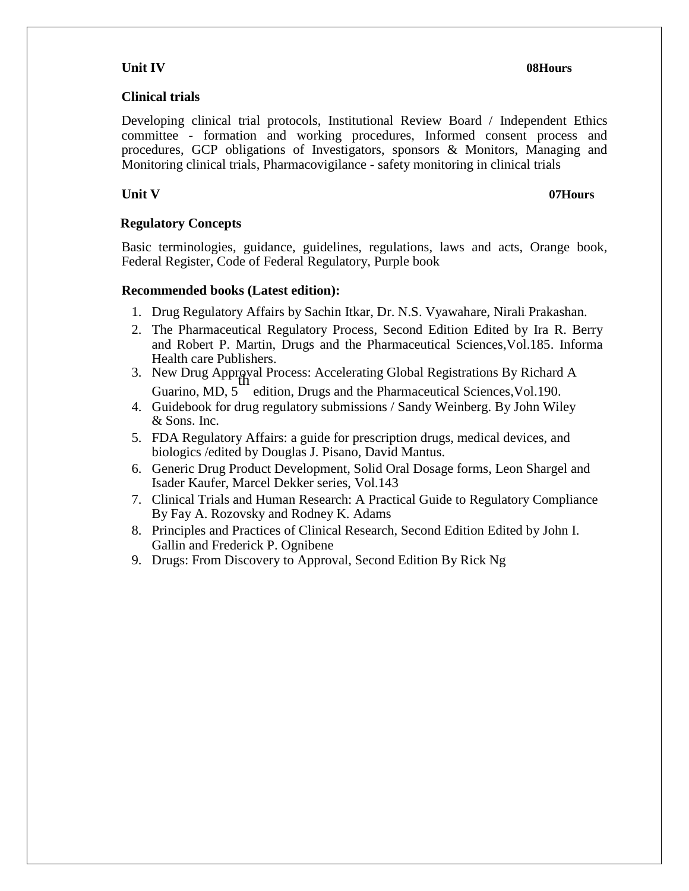**Unit IV** **08Hours**

**Clinical trials**

Developing clinical trial protocols, Institutional Review Board / Independent Ethics committee - formation and working procedures, Informed consent process and procedures, GCP obligations of Investigators, sponsors & Monitors, Managing and Monitoring clinical trials, Pharmacovigilance - safety monitoring in clinical trials

**Unit V** **07Hours**

**Regulatory Concepts**

Basic terminologies, guidance, guidelines, regulations, laws and acts, Orange book, Federal Register, Code of Federal Regulatory, Purple book

**Recommended books (Latest edition):**

1. Drug Regulatory Affairs by Sachin Itkar, Dr. N.S. Vyawahare, Nirali Prakashan.
2. The Pharmaceutical Regulatory Process, Second Edition Edited by Ira R. Berry and Robert P. Martin, Drugs and the Pharmaceutical Sciences,Vol.185. Informa Health care Publishers.
3. New Drug Approval Process: Accelerating Global Registrations By Richard A Guarino, MD, 5th edition, Drugs and the Pharmaceutical Sciences,Vol.190.
4. Guidebook for drug regulatory submissions / Sandy Weinberg. By John Wiley & Sons. Inc.
5. FDA Regulatory Affairs: a guide for prescription drugs, medical devices, and biologics /edited by Douglas J. Pisano, David Mantus.
6. Generic Drug Product Development, Solid Oral Dosage forms, Leon Shargel and Isader Kaufer, Marcel Dekker series, Vol.143
7. Clinical Trials and Human Research: A Practical Guide to Regulatory Compliance By Fay A. Rozovsky and Rodney K. Adams
8. Principles and Practices of Clinical Research, Second Edition Edited by John I. Gallin and Frederick P. Ognibene
9. Drugs: From Discovery to Approval, Second Edition By Rick Ng